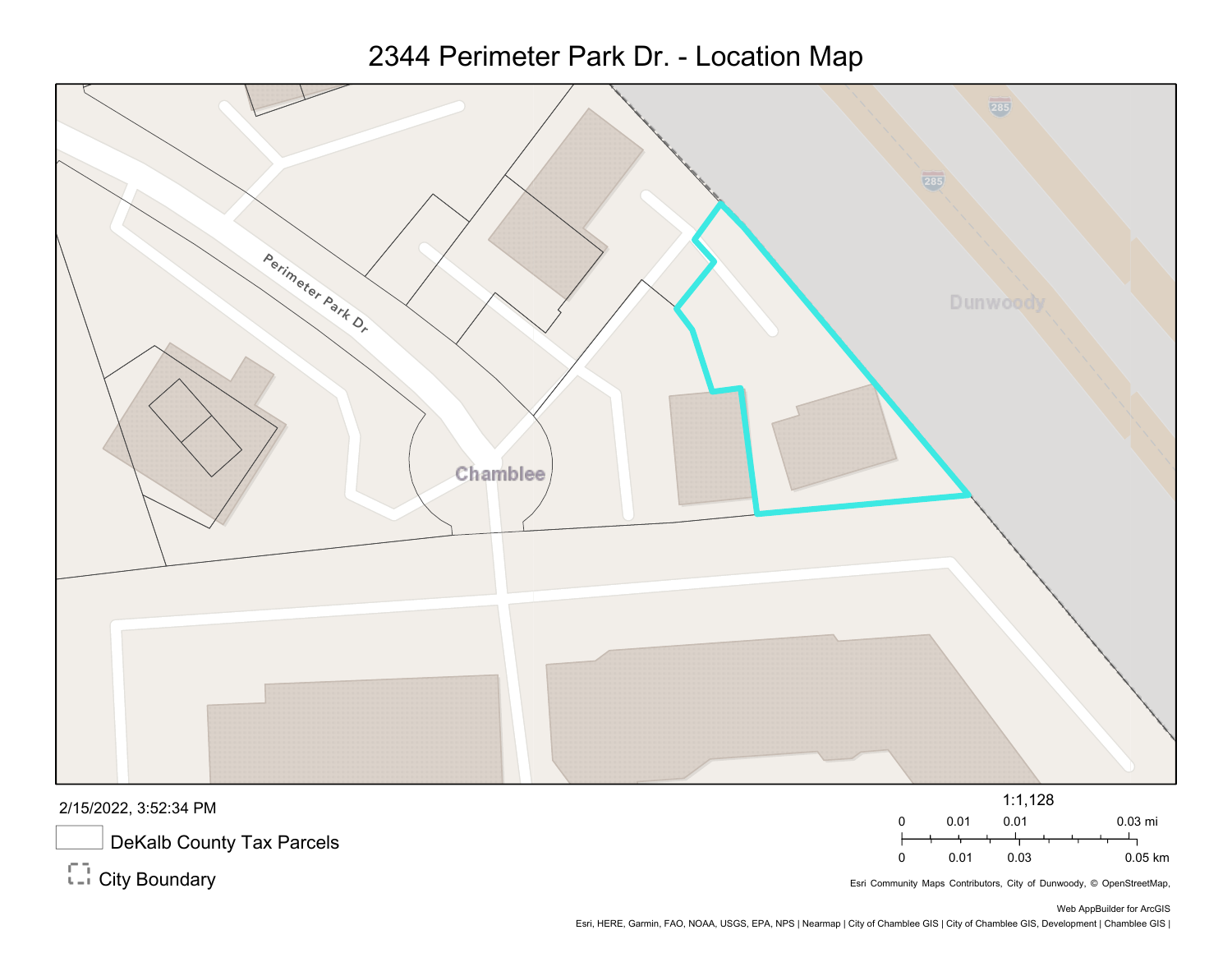# 2344 Perimeter Park Dr. - Location Map

Perimeter Park Dr

Chamblee

Dunwoody

285

2/15/2022, 3:52:34 PM

DeKalb County Tax Parcels

City Boundary

1:1,128

0 0.01 0.01 0.03 mi

0 0.01 0.03 0.05 km

Esri Community Maps Contributors, City of Dunwoody, © OpenStreetMap,

Web AppBuilder for ArcGIS

Esri, HERE, Garmin, FAO, NOAA, USGS, EPA, NPS | Nearmap | City of Chamblee GIS | City of Chamblee GIS, Development | Chamblee GIS |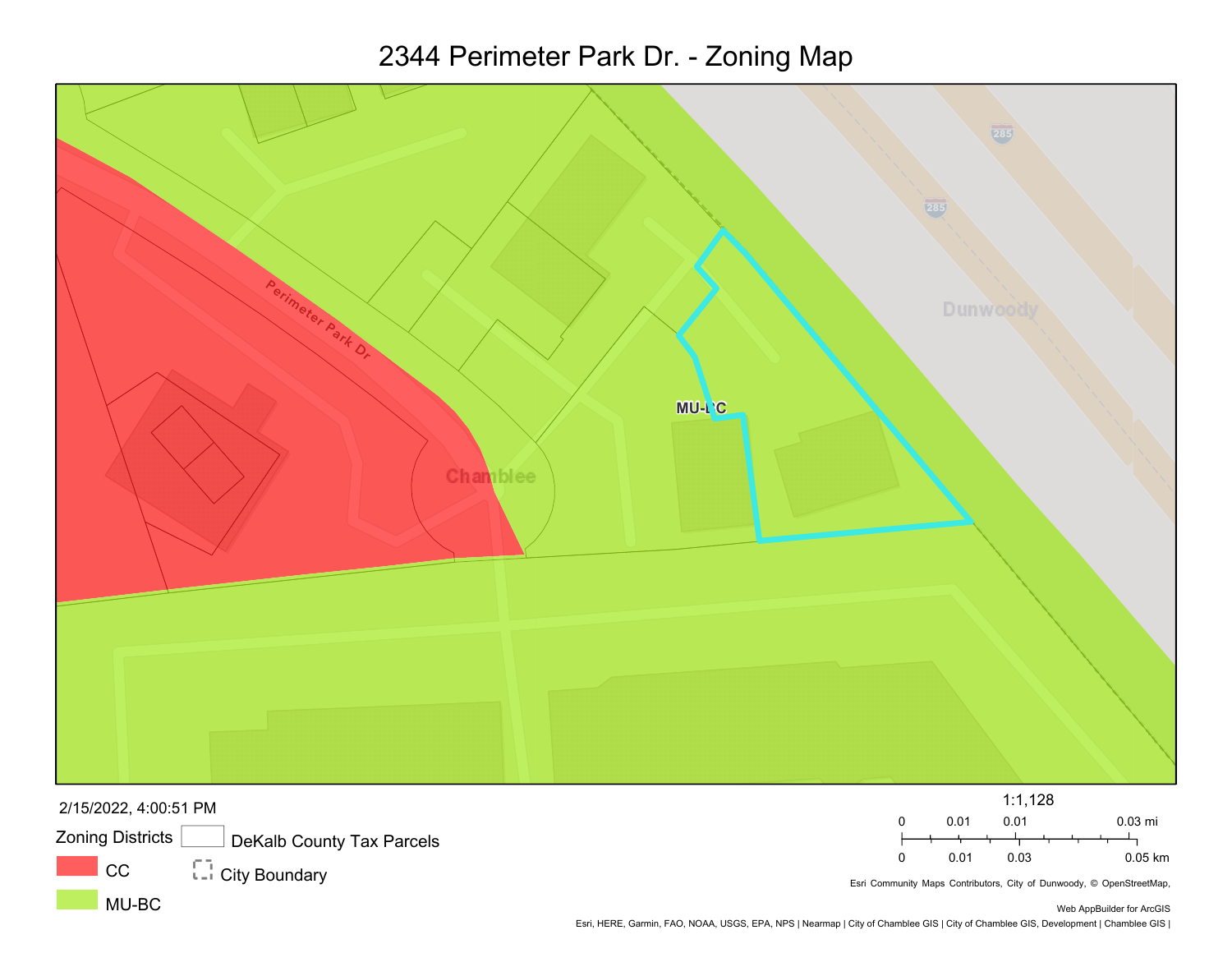# 2344 Perimeter Park Dr. - Zoning Map

Perimeter Park Dr

MU-BC

Chamblee

Dunwoody

285

2/15/2022, 4:00:51 PM

Zoning Districts

- CC
- MU-BC

DeKalb County Tax Parcels

City Boundary

1:1,128

0 0.01 0.01 0.03 mi

0 0.01 0.03 0.05 km

Esri Community Maps Contributors, City of Dunwoody, © OpenStreetMap,

Web AppBuilder for ArcGIS

Esri, HERE, Garmin, FAO, NOAA, USGS, EPA, NPS | Nearmap | City of Chamblee GIS | City of Chamblee GIS, Development | Chamblee GIS |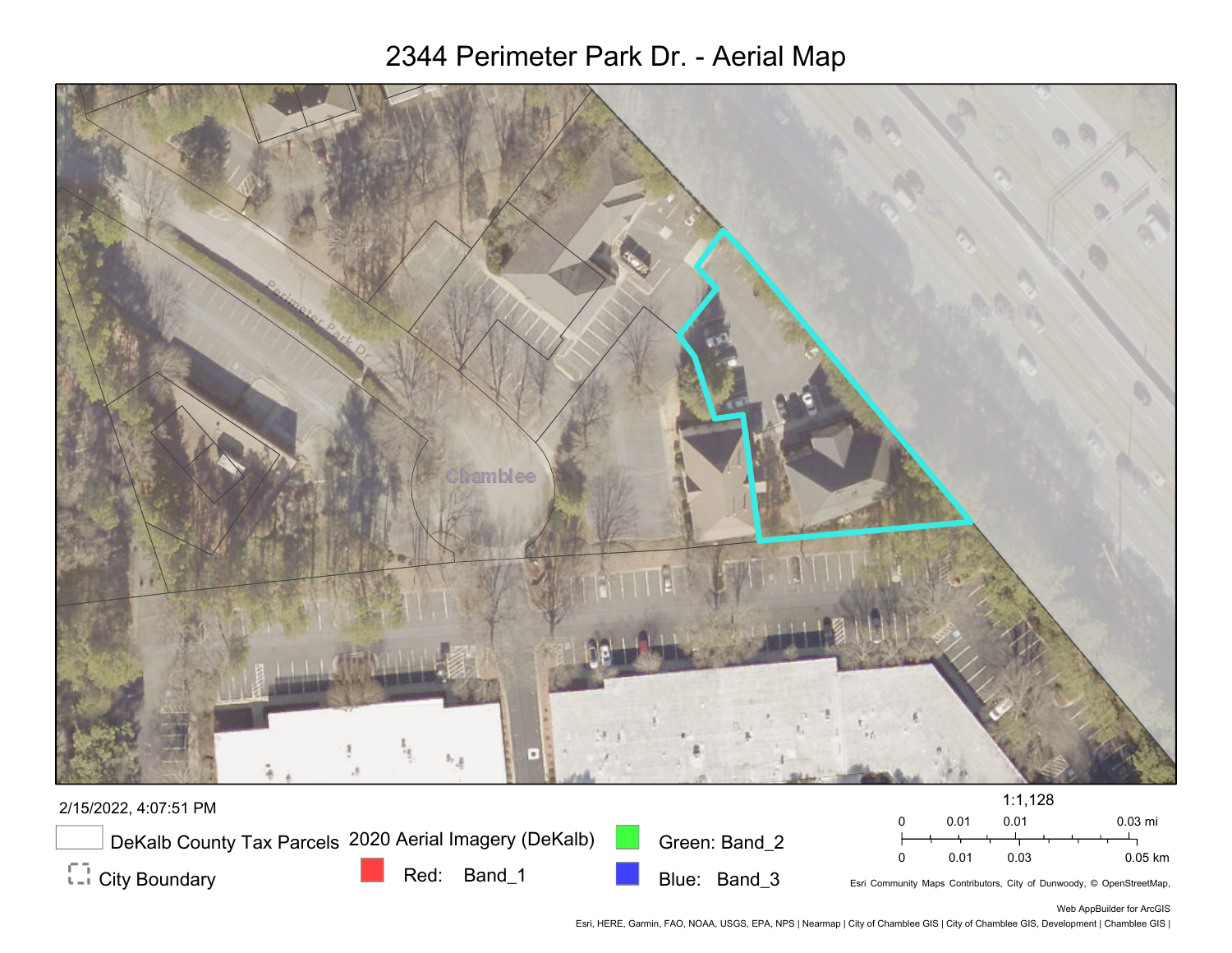# 2344 Perimeter Park Dr. - Aerial Map

Perimeter Park Dr.

Chamblee

Dunwoody

285

2/15/2022, 4:07:51 PM

DeKalb County Tax Parcels

City Boundary

2020 Aerial Imagery (DeKalb)

Red: Band_1

Green: Band_2

Blue: Band_3

1:1,128

0 0.01 0.01 0.03 mi

0 0.01 0.03 0.05 km

Esri Community Maps Contributors, City of Dunwoody, © OpenStreetMap,

Web AppBuilder for ArcGIS

Esri, HERE, Garmin, FAO, NOAA, USGS, EPA, NPS | Nearmap | City of Chamblee GIS | City of Chamblee GIS, Development | Chamblee GIS |